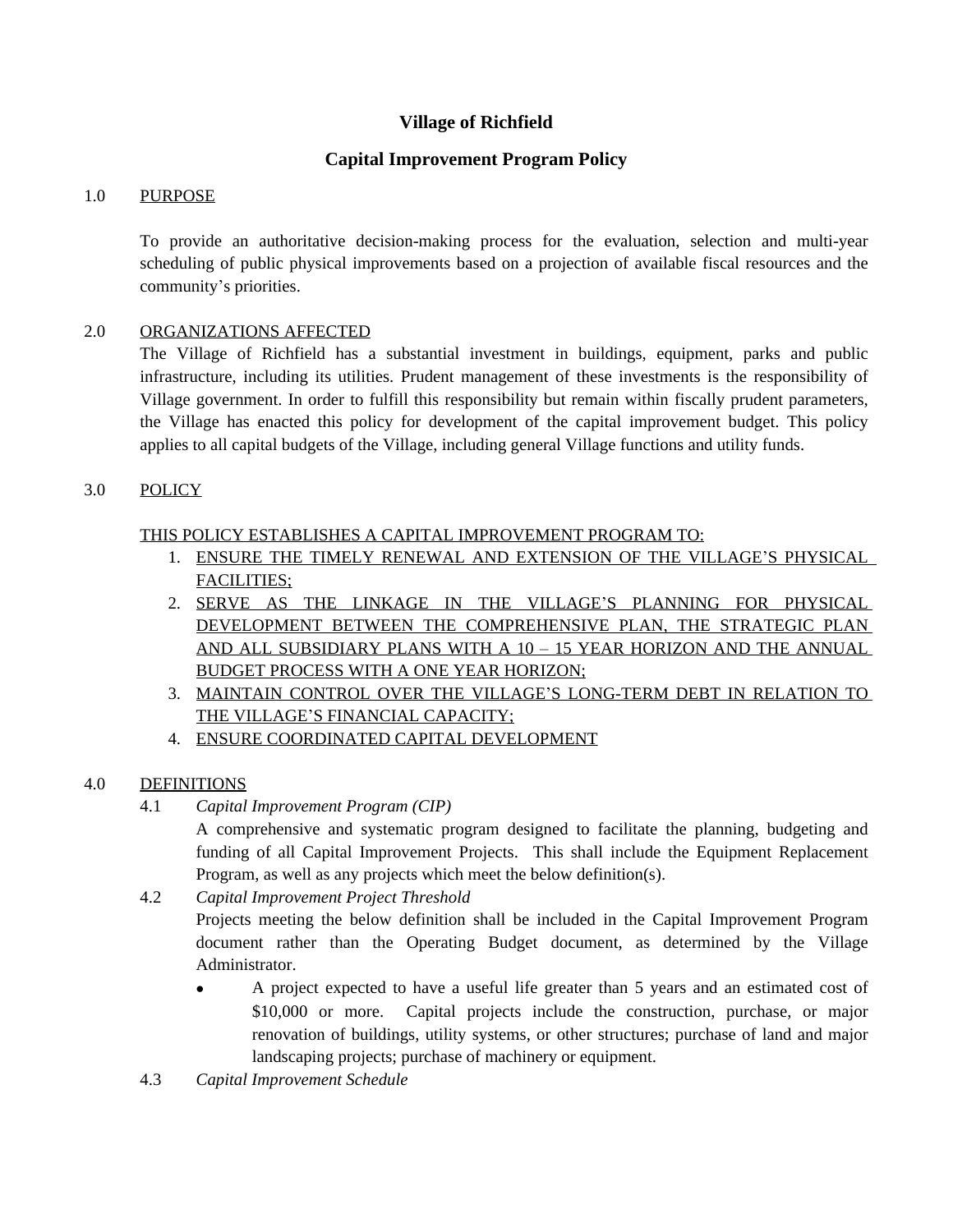# Village of Richfield

## Capital Improvement Program Policy

1.0 PURPOSE

To provide an authoritative decision-making process for the evaluation, selection and multi-year scheduling of public physical improvements based on a projection of available fiscal resources and the community's priorities.

2.0 ORGANIZATIONS AFFECTED

The Village of Richfield has a substantial investment in buildings, equipment, parks and public infrastructure, including its utilities. Prudent management of these investments is the responsibility of Village government. In order to fulfill this responsibility but remain within fiscally prudent parameters, the Village has enacted this policy for development of the capital improvement budget. This policy applies to all capital budgets of the Village, including general Village functions and utility funds.

3.0 POLICY

THIS POLICY ESTABLISHES A CAPITAL IMPROVEMENT PROGRAM TO:

1. ENSURE THE TIMELY RENEWAL AND EXTENSION OF THE VILLAGE'S PHYSICAL FACILITIES;
2. SERVE AS THE LINKAGE IN THE VILLAGE'S PLANNING FOR PHYSICAL DEVELOPMENT BETWEEN THE COMPREHENSIVE PLAN, THE STRATEGIC PLAN AND ALL SUBSIDIARY PLANS WITH A 10 – 15 YEAR HORIZON AND THE ANNUAL BUDGET PROCESS WITH A ONE YEAR HORIZON;
3. MAINTAIN CONTROL OVER THE VILLAGE'S LONG-TERM DEBT IN RELATION TO THE VILLAGE'S FINANCIAL CAPACITY;
4. ENSURE COORDINATED CAPITAL DEVELOPMENT

4.0 DEFINITIONS

4.1 *Capital Improvement Program (CIP)*

A comprehensive and systematic program designed to facilitate the planning, budgeting and funding of all Capital Improvement Projects. This shall include the Equipment Replacement Program, as well as any projects which meet the below definition(s).

4.2 *Capital Improvement Project Threshold*

Projects meeting the below definition shall be included in the Capital Improvement Program document rather than the Operating Budget document, as determined by the Village Administrator.

- A project expected to have a useful life greater than 5 years and an estimated cost of $10,000 or more. Capital projects include the construction, purchase, or major renovation of buildings, utility systems, or other structures; purchase of land and major landscaping projects; purchase of machinery or equipment.

4.3 *Capital Improvement Schedule*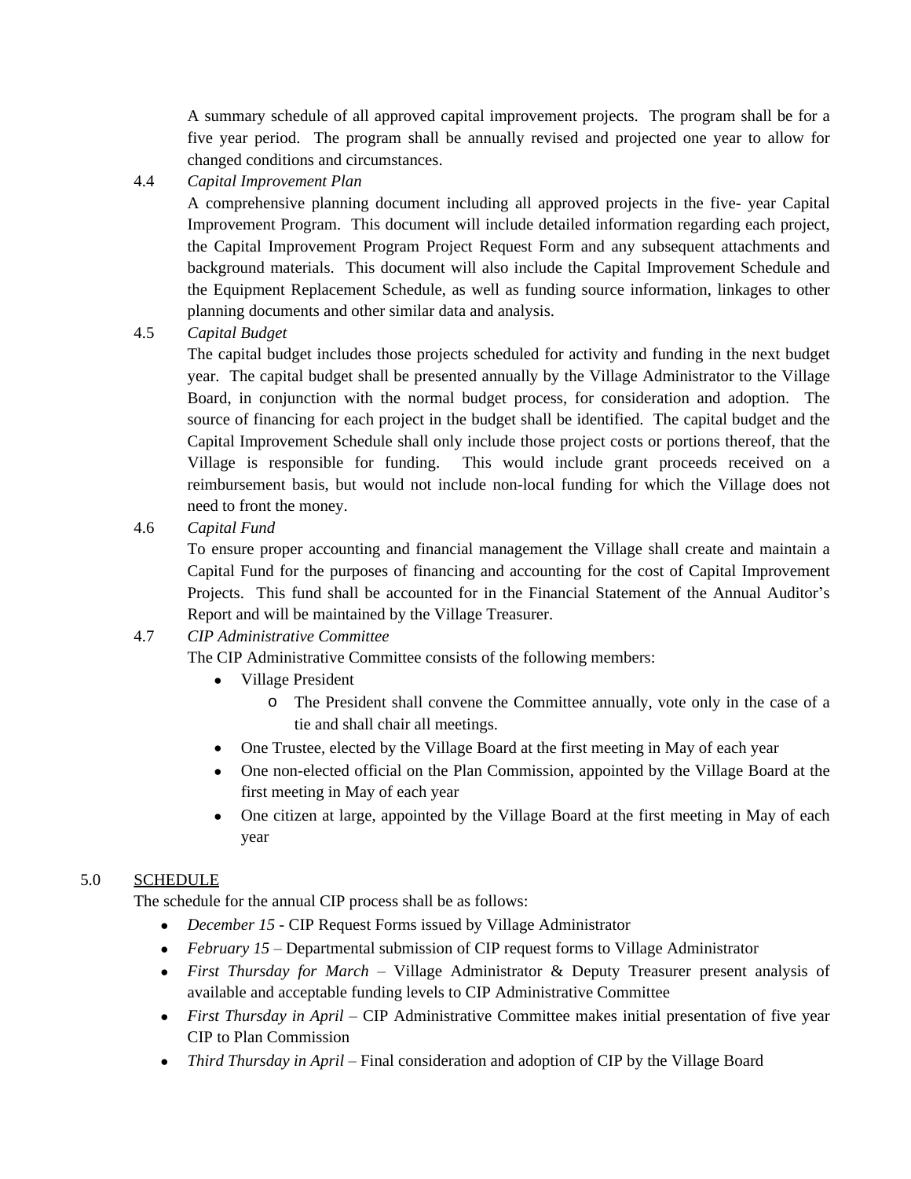A summary schedule of all approved capital improvement projects. The program shall be for a five year period. The program shall be annually revised and projected one year to allow for changed conditions and circumstances.

4.4 *Capital Improvement Plan*

A comprehensive planning document including all approved projects in the five- year Capital Improvement Program. This document will include detailed information regarding each project, the Capital Improvement Program Project Request Form and any subsequent attachments and background materials. This document will also include the Capital Improvement Schedule and the Equipment Replacement Schedule, as well as funding source information, linkages to other planning documents and other similar data and analysis.

4.5 *Capital Budget*

The capital budget includes those projects scheduled for activity and funding in the next budget year. The capital budget shall be presented annually by the Village Administrator to the Village Board, in conjunction with the normal budget process, for consideration and adoption. The source of financing for each project in the budget shall be identified. The capital budget and the Capital Improvement Schedule shall only include those project costs or portions thereof, that the Village is responsible for funding. This would include grant proceeds received on a reimbursement basis, but would not include non-local funding for which the Village does not need to front the money.

4.6 *Capital Fund*

To ensure proper accounting and financial management the Village shall create and maintain a Capital Fund for the purposes of financing and accounting for the cost of Capital Improvement Projects. This fund shall be accounted for in the Financial Statement of the Annual Auditor's Report and will be maintained by the Village Treasurer.

4.7 *CIP Administrative Committee*

The CIP Administrative Committee consists of the following members:

- Village President
  - The President shall convene the Committee annually, vote only in the case of a tie and shall chair all meetings.
- One Trustee, elected by the Village Board at the first meeting in May of each year
- One non-elected official on the Plan Commission, appointed by the Village Board at the first meeting in May of each year
- One citizen at large, appointed by the Village Board at the first meeting in May of each year

## 5.0 SCHEDULE

The schedule for the annual CIP process shall be as follows:

- *December 15* - CIP Request Forms issued by Village Administrator
- *February 15* – Departmental submission of CIP request forms to Village Administrator
- *First Thursday for March* – Village Administrator & Deputy Treasurer present analysis of available and acceptable funding levels to CIP Administrative Committee
- *First Thursday in April* – CIP Administrative Committee makes initial presentation of five year CIP to Plan Commission
- *Third Thursday in April* – Final consideration and adoption of CIP by the Village Board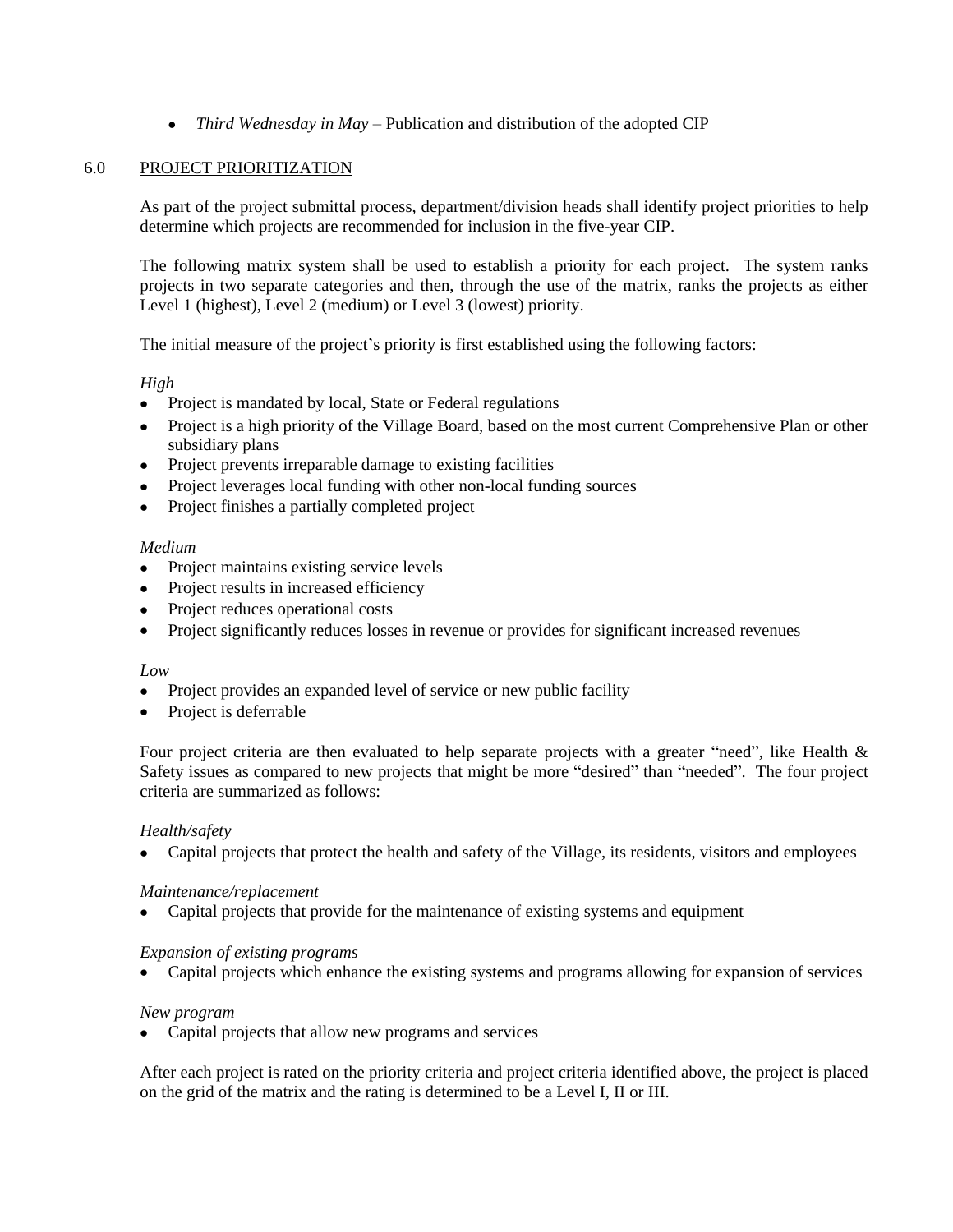- *Third Wednesday in May* – Publication and distribution of the adopted CIP

## 6.0 PROJECT PRIORITIZATION

As part of the project submittal process, department/division heads shall identify project priorities to help determine which projects are recommended for inclusion in the five-year CIP.

The following matrix system shall be used to establish a priority for each project. The system ranks projects in two separate categories and then, through the use of the matrix, ranks the projects as either Level 1 (highest), Level 2 (medium) or Level 3 (lowest) priority.

The initial measure of the project's priority is first established using the following factors:

*High*

- Project is mandated by local, State or Federal regulations
- Project is a high priority of the Village Board, based on the most current Comprehensive Plan or other subsidiary plans
- Project prevents irreparable damage to existing facilities
- Project leverages local funding with other non-local funding sources
- Project finishes a partially completed project

*Medium*

- Project maintains existing service levels
- Project results in increased efficiency
- Project reduces operational costs
- Project significantly reduces losses in revenue or provides for significant increased revenues

*Low*

- Project provides an expanded level of service or new public facility
- Project is deferrable

Four project criteria are then evaluated to help separate projects with a greater "need", like Health & Safety issues as compared to new projects that might be more "desired" than "needed". The four project criteria are summarized as follows:

*Health/safety*

- Capital projects that protect the health and safety of the Village, its residents, visitors and employees

*Maintenance/replacement*

- Capital projects that provide for the maintenance of existing systems and equipment

*Expansion of existing programs*

- Capital projects which enhance the existing systems and programs allowing for expansion of services

*New program*

- Capital projects that allow new programs and services

After each project is rated on the priority criteria and project criteria identified above, the project is placed on the grid of the matrix and the rating is determined to be a Level I, II or III.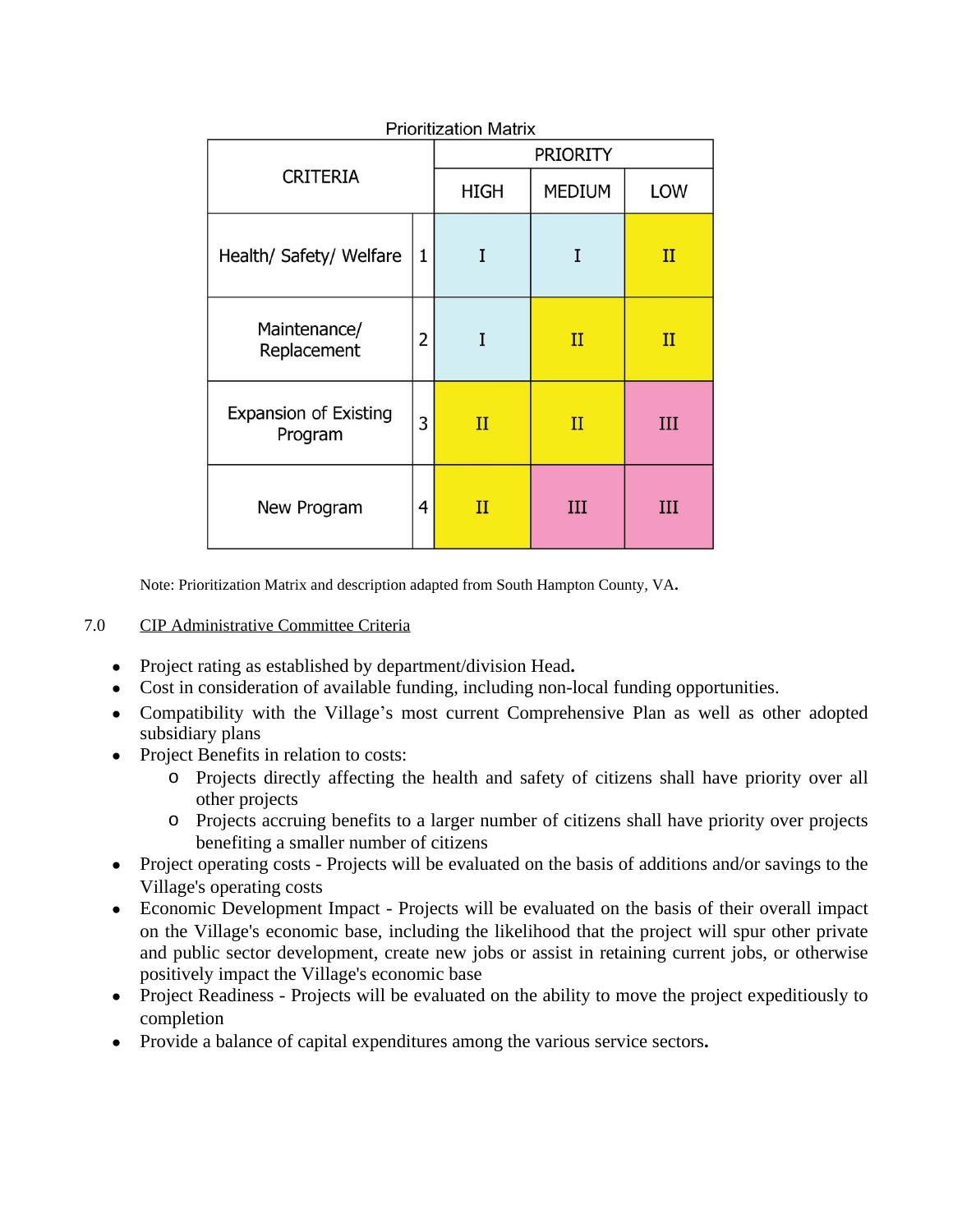Prioritization Matrix

| CRITERIA | | PRIORITY | | |
|---|---|---|---|---|
| | | HIGH | MEDIUM | LOW |
| Health/ Safety/ Welfare | 1 | I | I | II |
| Maintenance/ Replacement | 2 | I | II | II |
| Expansion of Existing Program | 3 | II | II | III |
| New Program | 4 | II | III | III |

Note: Prioritization Matrix and description adapted from South Hampton County, VA.

7.0 CIP Administrative Committee Criteria

- Project rating as established by department/division Head.
- Cost in consideration of available funding, including non-local funding opportunities.
- Compatibility with the Village's most current Comprehensive Plan as well as other adopted subsidiary plans
- Project Benefits in relation to costs:
  - Projects directly affecting the health and safety of citizens shall have priority over all other projects
  - Projects accruing benefits to a larger number of citizens shall have priority over projects benefiting a smaller number of citizens
- Project operating costs - Projects will be evaluated on the basis of additions and/or savings to the Village's operating costs
- Economic Development Impact - Projects will be evaluated on the basis of their overall impact on the Village's economic base, including the likelihood that the project will spur other private and public sector development, create new jobs or assist in retaining current jobs, or otherwise positively impact the Village's economic base
- Project Readiness - Projects will be evaluated on the ability to move the project expeditiously to completion
- Provide a balance of capital expenditures among the various service sectors.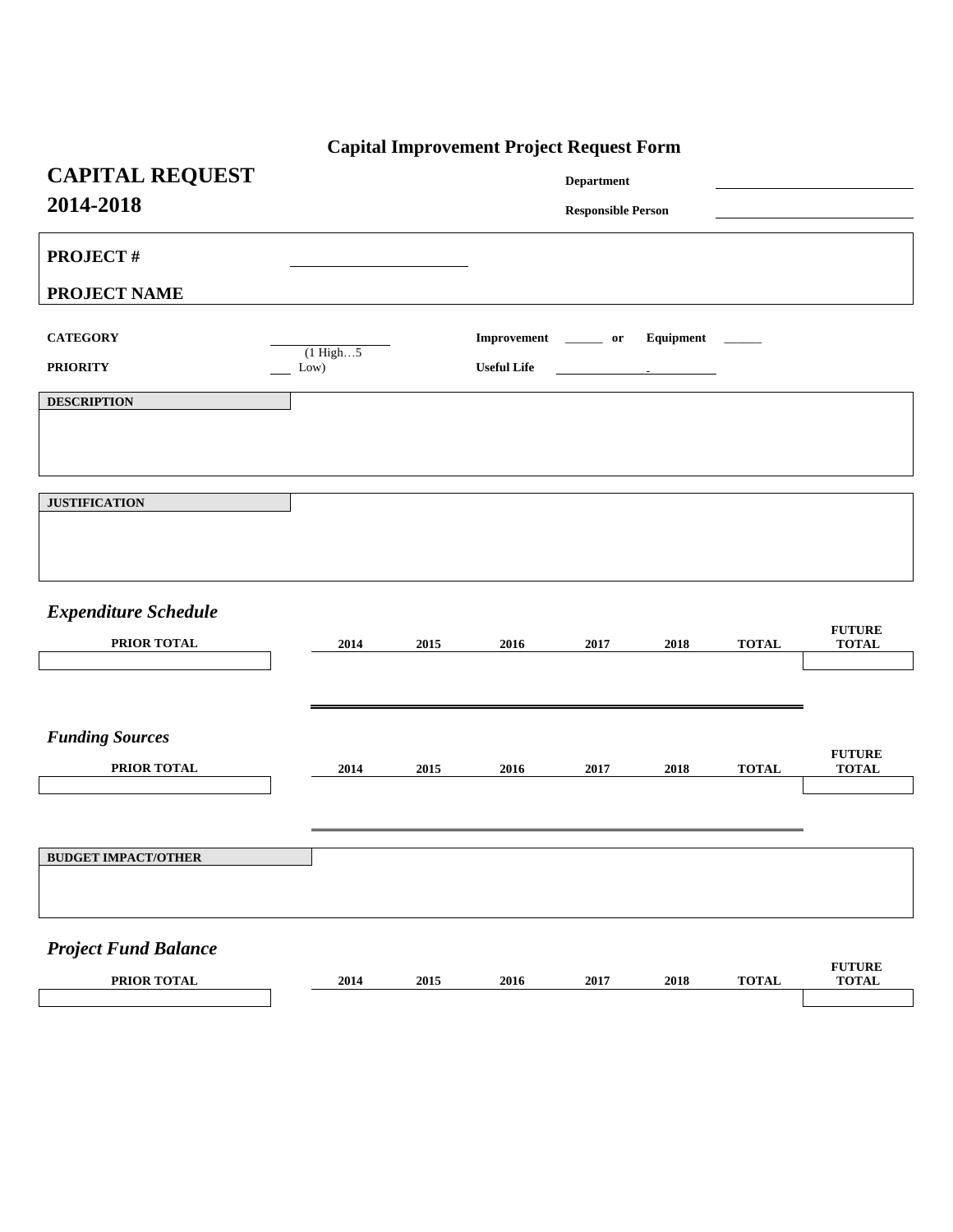# Capital Improvement Project Request Form

## CAPITAL REQUEST 2014-2018

**Department** ______________________

**Responsible Person** ______________________

**PROJECT #** ______________________

**PROJECT NAME**

**CATEGORY** ______________ **Improvement** ______ **or** **Equipment** ______

**PRIORITY** ___ (1 High…5 Low) **Useful Life** ______________________

**DESCRIPTION**

**JUSTIFICATION**

### *Expenditure Schedule*

| PRIOR TOTAL | 2014 | 2015 | 2016 | 2017 | 2018 | TOTAL | FUTURE TOTAL |
|---|---|---|---|---|---|---|---|
| | | | | | | | |

### *Funding Sources*

| PRIOR TOTAL | 2014 | 2015 | 2016 | 2017 | 2018 | TOTAL | FUTURE TOTAL |
|---|---|---|---|---|---|---|---|
| | | | | | | | |

**BUDGET IMPACT/OTHER**

### *Project Fund Balance*

| PRIOR TOTAL | 2014 | 2015 | 2016 | 2017 | 2018 | TOTAL | FUTURE TOTAL |
|---|---|---|---|---|---|---|---|
| | | | | | | | |